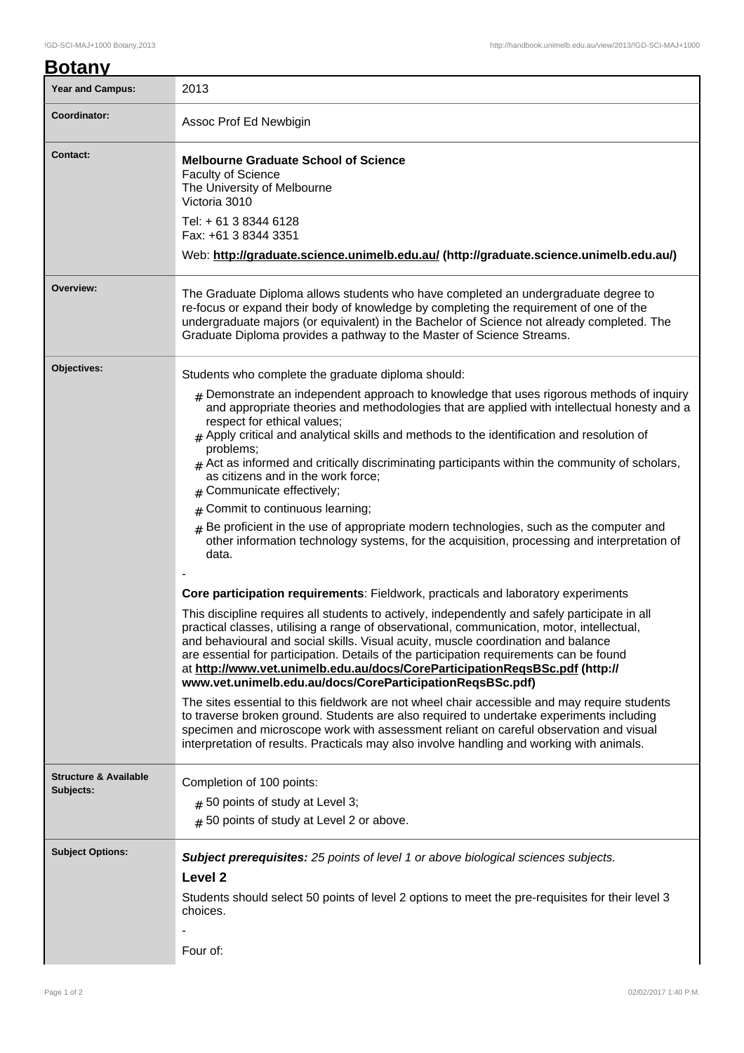# Botany

| | |
|---|---|
| **Year and Campus:** | 2013 |
| **Coordinator:** | Assoc Prof Ed Newbigin |
| **Contact:** | **Melbourne Graduate School of Science**<br>Faculty of Science<br>The University of Melbourne<br>Victoria 3010<br>Tel: + 61 3 8344 6128<br>Fax: +61 3 8344 3351<br>Web: **http://graduate.science.unimelb.edu.au/ (http://graduate.science.unimelb.edu.au/)** |
| **Overview:** | The Graduate Diploma allows students who have completed an undergraduate degree to re-focus or expand their body of knowledge by completing the requirement of one of the undergraduate majors (or equivalent) in the Bachelor of Science not already completed. The Graduate Diploma provides a pathway to the Master of Science Streams. |
| **Objectives:** | Students who complete the graduate diploma should:<br># Demonstrate an independent approach to knowledge that uses rigorous methods of inquiry and appropriate theories and methodologies that are applied with intellectual honesty and a respect for ethical values;<br># Apply critical and analytical skills and methods to the identification and resolution of problems;<br># Act as informed and critically discriminating participants within the community of scholars, as citizens and in the work force;<br># Communicate effectively;<br># Commit to continuous learning;<br># Be proficient in the use of appropriate modern technologies, such as the computer and other information technology systems, for the acquisition, processing and interpretation of data.<br>-<br>**Core participation requirements**: Fieldwork, practicals and laboratory experiments<br>This discipline requires all students to actively, independently and safely participate in all practical classes, utilising a range of observational, communication, motor, intellectual, and behavioural and social skills. Visual acuity, muscle coordination and balance are essential for participation. Details of the participation requirements can be found at **http://www.vet.unimelb.edu.au/docs/CoreParticipationReqsBSc.pdf (http://www.vet.unimelb.edu.au/docs/CoreParticipationReqsBSc.pdf)**<br>The sites essential to this fieldwork are not wheel chair accessible and may require students to traverse broken ground. Students are also required to undertake experiments including specimen and microscope work with assessment reliant on careful observation and visual interpretation of results. Practicals may also involve handling and working with animals. |
| **Structure & Available Subjects:** | Completion of 100 points:<br># 50 points of study at Level 3;<br># 50 points of study at Level 2 or above. |
| **Subject Options:** | ***Subject prerequisites:*** *25 points of level 1 or above biological sciences subjects.*<br>**Level 2**<br>Students should select 50 points of level 2 options to meet the pre-requisites for their level 3 choices.<br>-<br>Four of: |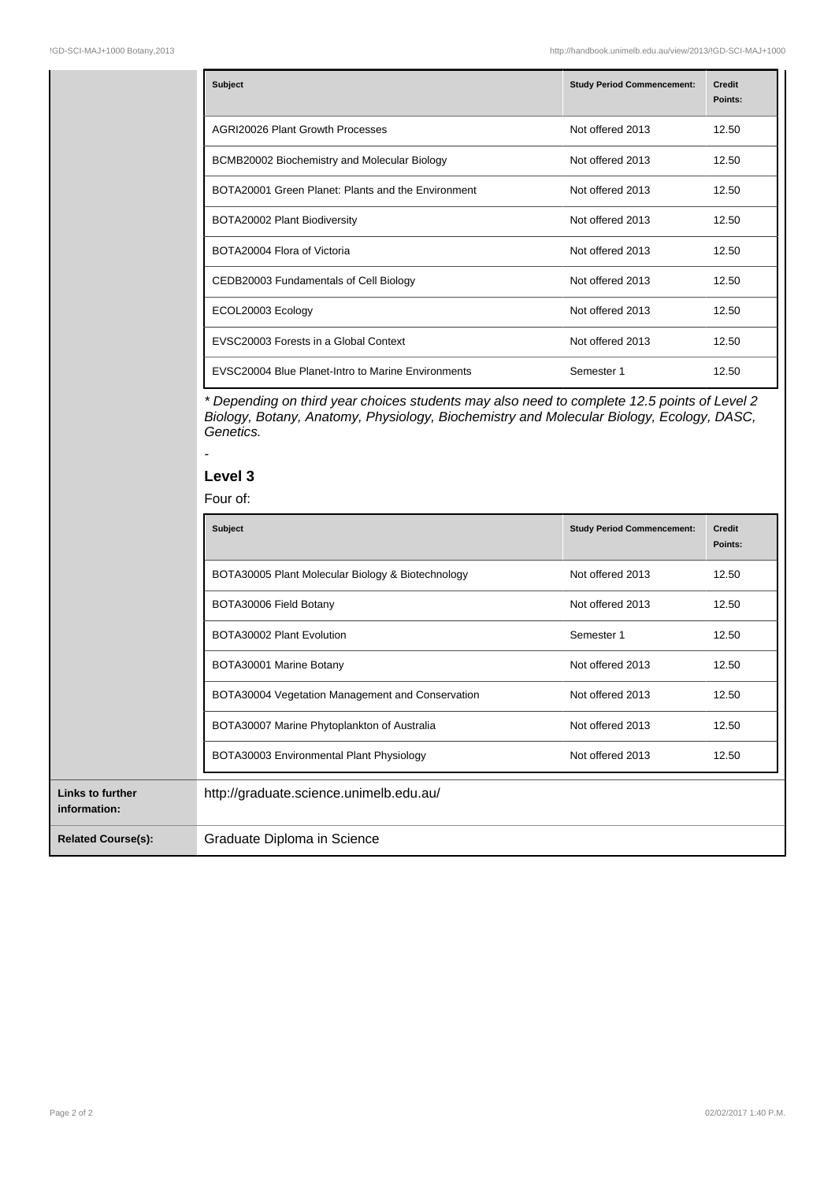| Subject | Study Period Commencement: | Credit Points: |
| --- | --- | --- |
| AGRI20026 Plant Growth Processes | Not offered 2013 | 12.50 |
| BCMB20002 Biochemistry and Molecular Biology | Not offered 2013 | 12.50 |
| BOTA20001 Green Planet: Plants and the Environment | Not offered 2013 | 12.50 |
| BOTA20002 Plant Biodiversity | Not offered 2013 | 12.50 |
| BOTA20004 Flora of Victoria | Not offered 2013 | 12.50 |
| CEDB20003 Fundamentals of Cell Biology | Not offered 2013 | 12.50 |
| ECOL20003 Ecology | Not offered 2013 | 12.50 |
| EVSC20003 Forests in a Global Context | Not offered 2013 | 12.50 |
| EVSC20004 Blue Planet-Intro to Marine Environments | Semester 1 | 12.50 |

*\* Depending on third year choices students may also need to complete 12.5 points of Level 2 Biology, Botany, Anatomy, Physiology, Biochemistry and Molecular Biology, Ecology, DASC, Genetics.*

-

### Level 3

Four of:

| Subject | Study Period Commencement: | Credit Points: |
| --- | --- | --- |
| BOTA30005 Plant Molecular Biology & Biotechnology | Not offered 2013 | 12.50 |
| BOTA30006 Field Botany | Not offered 2013 | 12.50 |
| BOTA30002 Plant Evolution | Semester 1 | 12.50 |
| BOTA30001 Marine Botany | Not offered 2013 | 12.50 |
| BOTA30004 Vegetation Management and Conservation | Not offered 2013 | 12.50 |
| BOTA30007 Marine Phytoplankton of Australia | Not offered 2013 | 12.50 |
| BOTA30003 Environmental Plant Physiology | Not offered 2013 | 12.50 |

| | |
| --- | --- |
| **Links to further information:** | http://graduate.science.unimelb.edu.au/ |
| **Related Course(s):** | Graduate Diploma in Science |